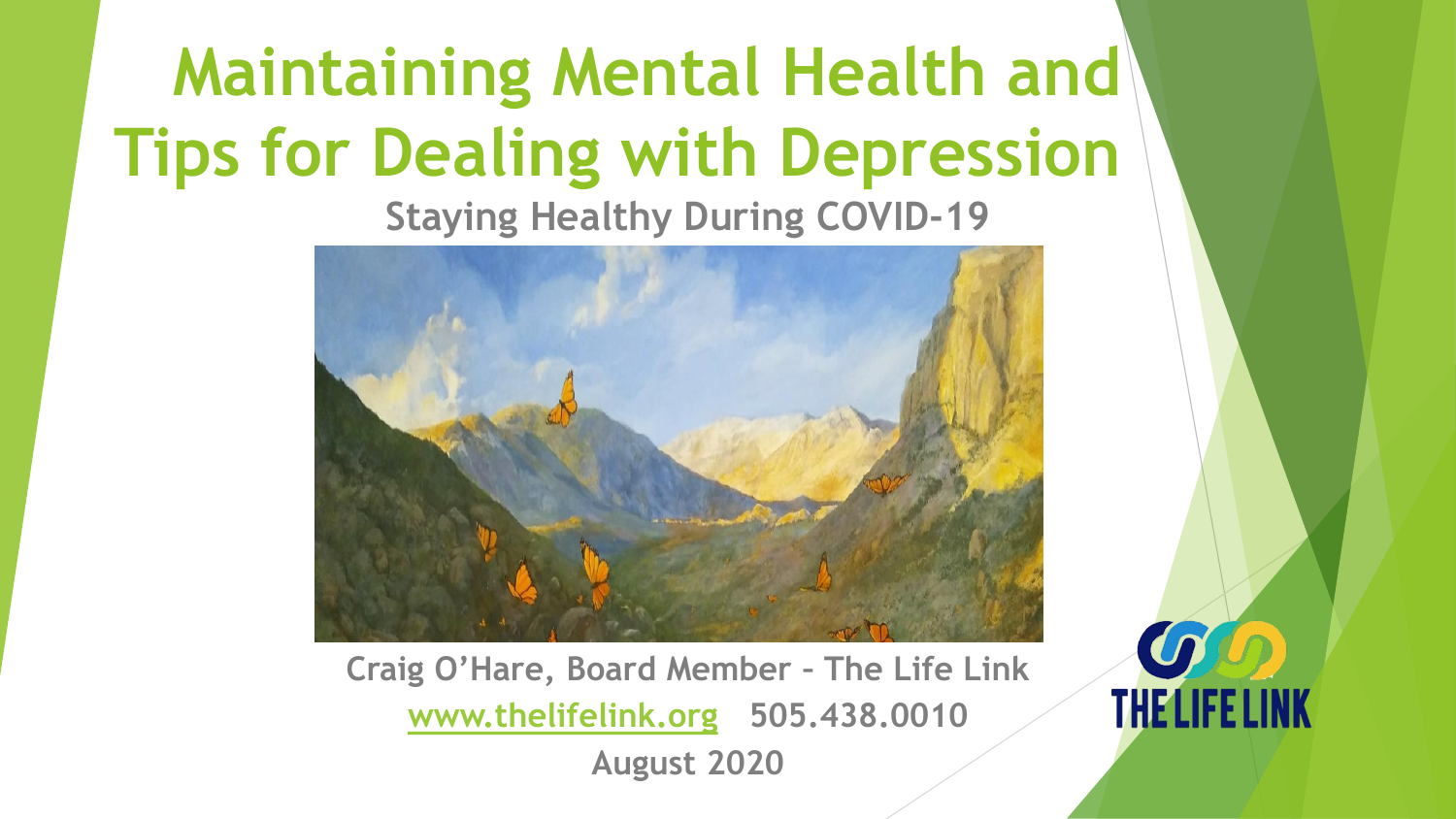# Maintaining Mental Health and Tips for Dealing with Depression

## Staying Healthy During COVID-19

Craig O'Hare, Board Member – The Life Link

www.thelifelink.org 505.438.0010

August 2020

THE LIFE LINK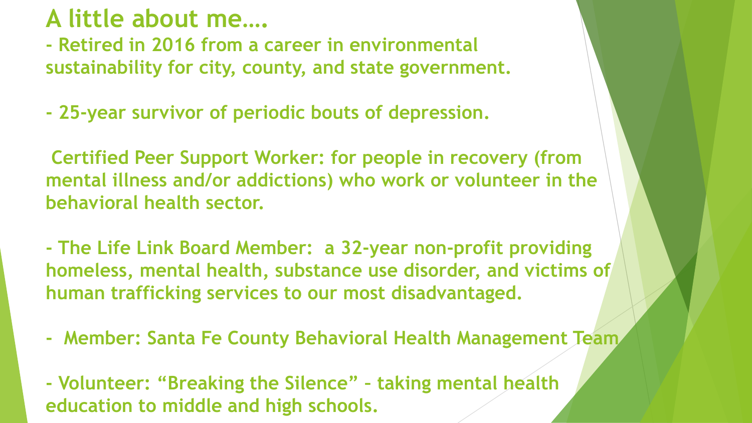# A little about me….

- Retired in 2016 from a career in environmental sustainability for city, county, and state government.

- 25-year survivor of periodic bouts of depression.

Certified Peer Support Worker: for people in recovery (from mental illness and/or addictions) who work or volunteer in the behavioral health sector.

- The Life Link Board Member: a 32-year non-profit providing homeless, mental health, substance use disorder, and victims of human trafficking services to our most disadvantaged.

- Member: Santa Fe County Behavioral Health Management Team

- Volunteer: "Breaking the Silence" – taking mental health education to middle and high schools.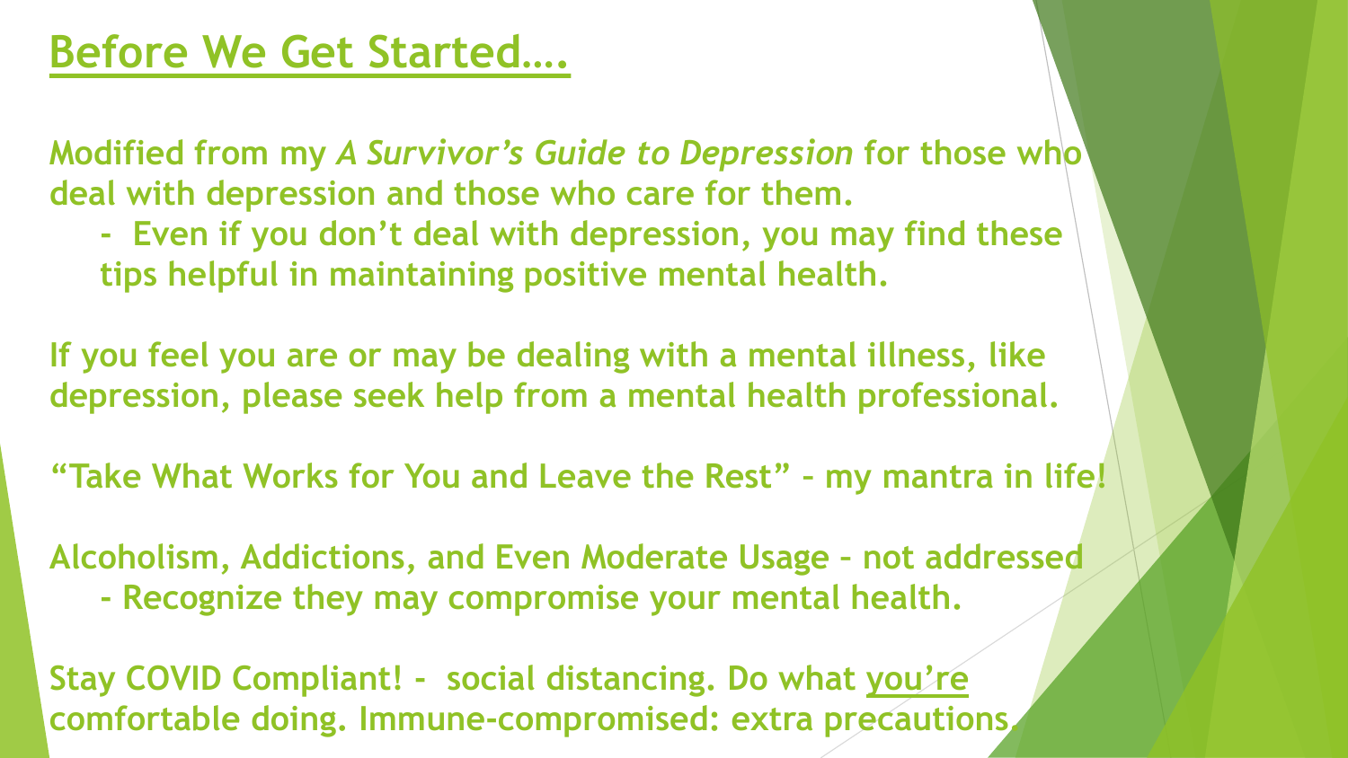# <u>Before We Get Started….</u>

**Modified from my *A Survivor's Guide to Depression* for those who deal with depression and those who care for them.**

**- Even if you don't deal with depression, you may find these tips helpful in maintaining positive mental health.**

**If you feel you are or may be dealing with a mental illness, like depression, please seek help from a mental health professional.**

**"Take What Works for You and Leave the Rest" – my mantra in life!**

**Alcoholism, Addictions, and Even Moderate Usage – not addressed**

**- Recognize they may compromise your mental health.**

**Stay COVID Compliant! - social distancing. Do what <u>you're</u> comfortable doing. Immune-compromised: extra precautions.**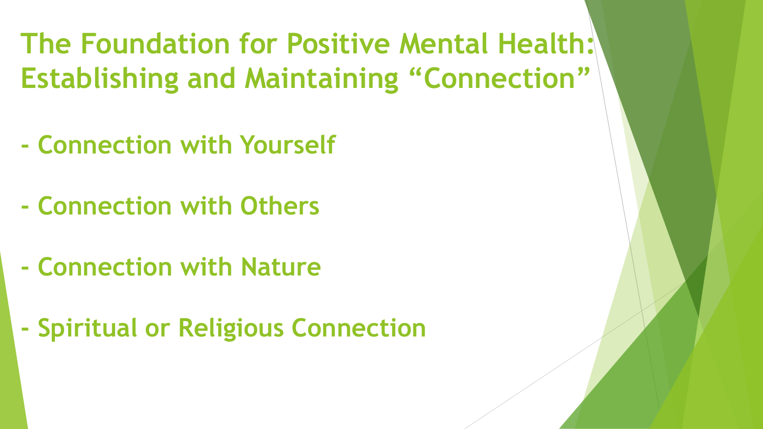# The Foundation for Positive Mental Health: Establishing and Maintaining “Connection”

- Connection with Yourself

- Connection with Others

- Connection with Nature

- Spiritual or Religious Connection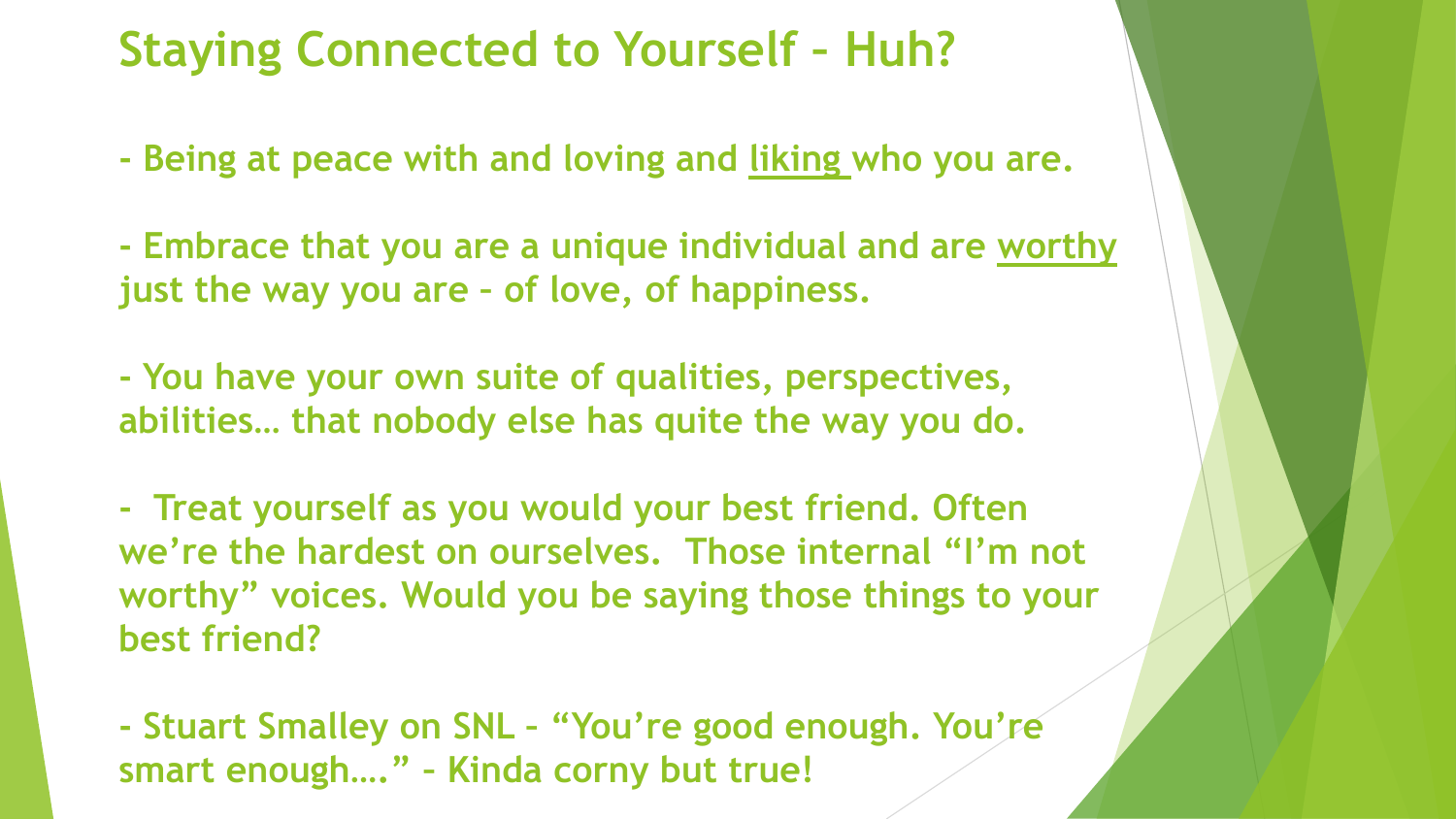# Staying Connected to Yourself – Huh?

- Being at peace with and loving and <u>liking</u> who you are.

- Embrace that you are a unique individual and are <u>worthy</u> just the way you are – of love, of happiness.

- You have your own suite of qualities, perspectives, abilities… that nobody else has quite the way you do.

- Treat yourself as you would your best friend. Often we're the hardest on ourselves. Those internal "I'm not worthy" voices. Would you be saying those things to your best friend?

- Stuart Smalley on SNL – "You're good enough. You're smart enough…." – Kinda corny but true!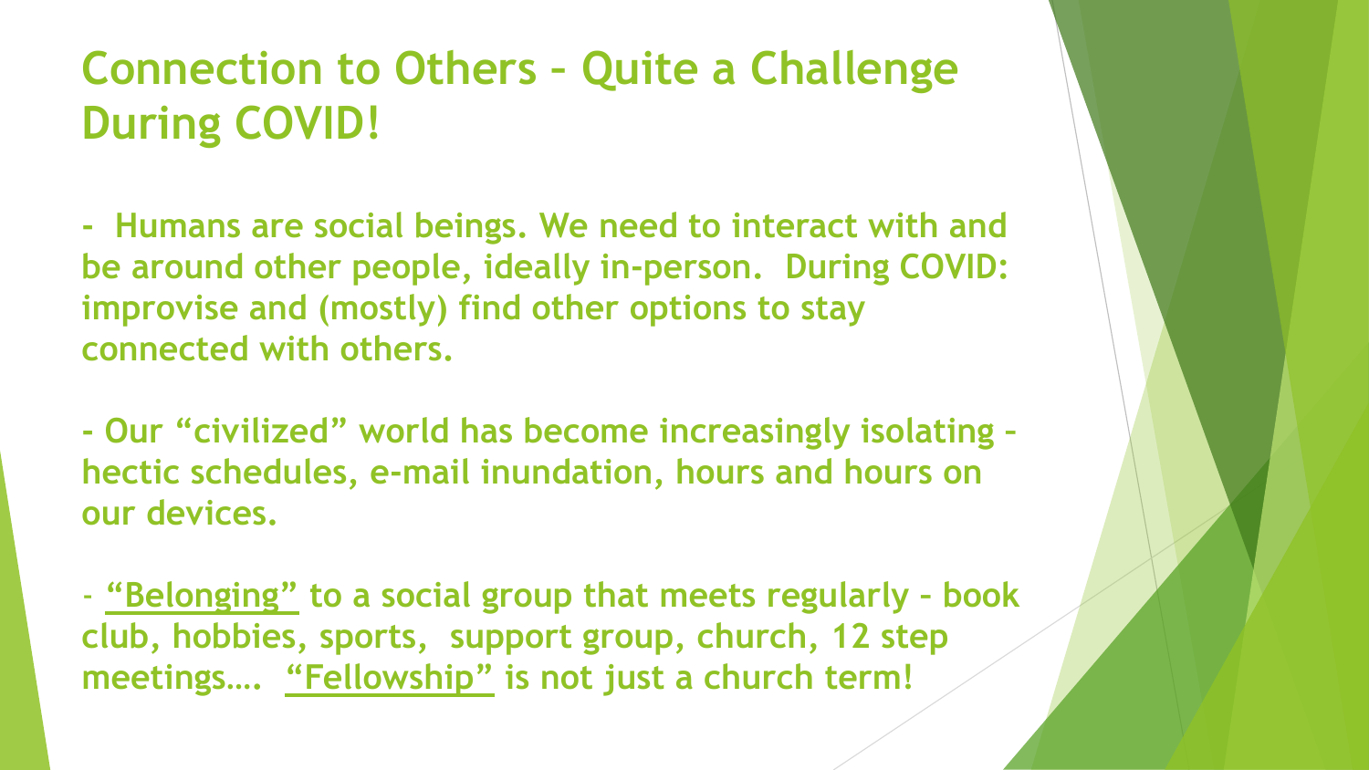# Connection to Others – Quite a Challenge During COVID!

**- Humans are social beings. We need to interact with and be around other people, ideally in-person. During COVID: improvise and (mostly) find other options to stay connected with others.**

**- Our "civilized" world has become increasingly isolating – hectic schedules, e-mail inundation, hours and hours on our devices.**

**- <u>"Belonging"</u> to a social group that meets regularly – book club, hobbies, sports, support group, church, 12 step meetings…. <u>"Fellowship"</u> is not just a church term!**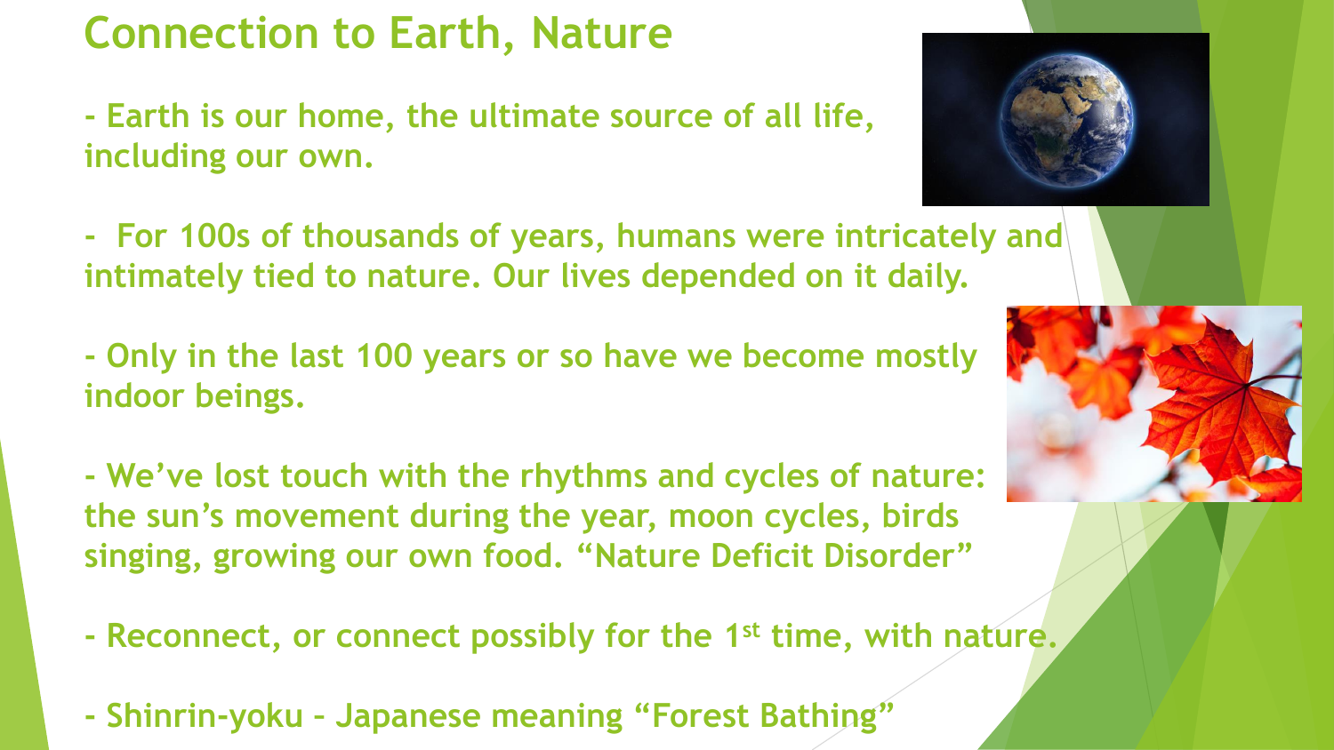# Connection to Earth, Nature

- Earth is our home, the ultimate source of all life, including our own.

- For 100s of thousands of years, humans were intricately and intimately tied to nature. Our lives depended on it daily.

- Only in the last 100 years or so have we become mostly indoor beings.

- We've lost touch with the rhythms and cycles of nature: the sun's movement during the year, moon cycles, birds singing, growing our own food. "Nature Deficit Disorder"

- Reconnect, or connect possibly for the 1st time, with nature.

- Shinrin-yoku – Japanese meaning "Forest Bathing"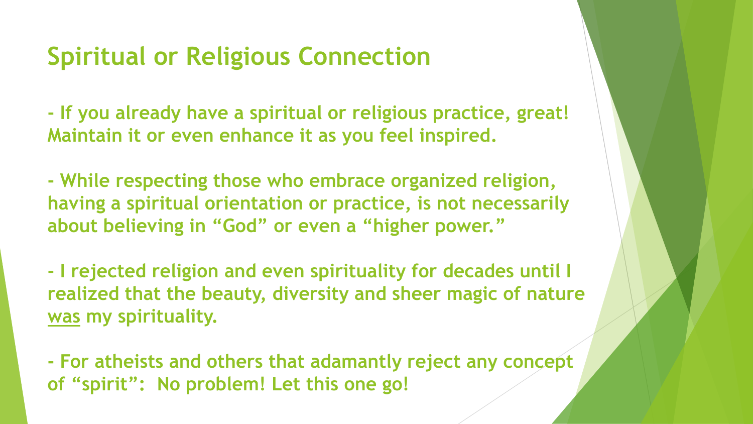## Spiritual or Religious Connection

**- If you already have a spiritual or religious practice, great! Maintain it or even enhance it as you feel inspired.**

**- While respecting those who embrace organized religion, having a spiritual orientation or practice, is not necessarily about believing in “God” or even a “higher power.”**

**- I rejected religion and even spirituality for decades until I realized that the beauty, diversity and sheer magic of nature <u>was</u> my spirituality.**

**- For atheists and others that adamantly reject any concept of “spirit”: No problem! Let this one go!**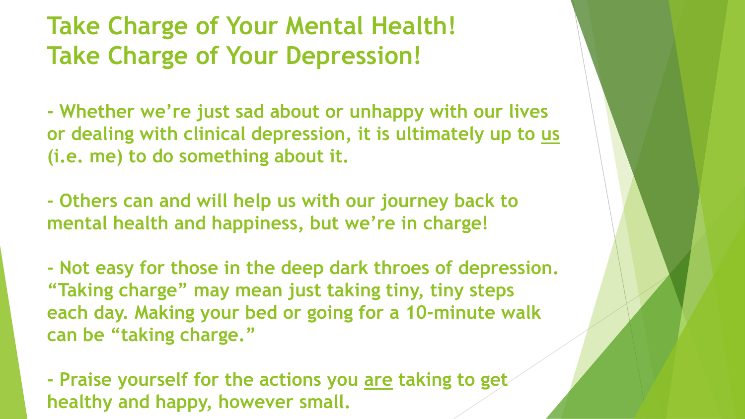# Take Charge of Your Mental Health!
# Take Charge of Your Depression!

**- Whether we're just sad about or unhappy with our lives or dealing with clinical depression, it is ultimately up to <u>us</u> (i.e. me) to do something about it.**

**- Others can and will help us with our journey back to mental health and happiness, but we're in charge!**

**- Not easy for those in the deep dark throes of depression. "Taking charge" may mean just taking tiny, tiny steps each day. Making your bed or going for a 10-minute walk can be "taking charge."**

**- Praise yourself for the actions you <u>are</u> taking to get healthy and happy, however small.**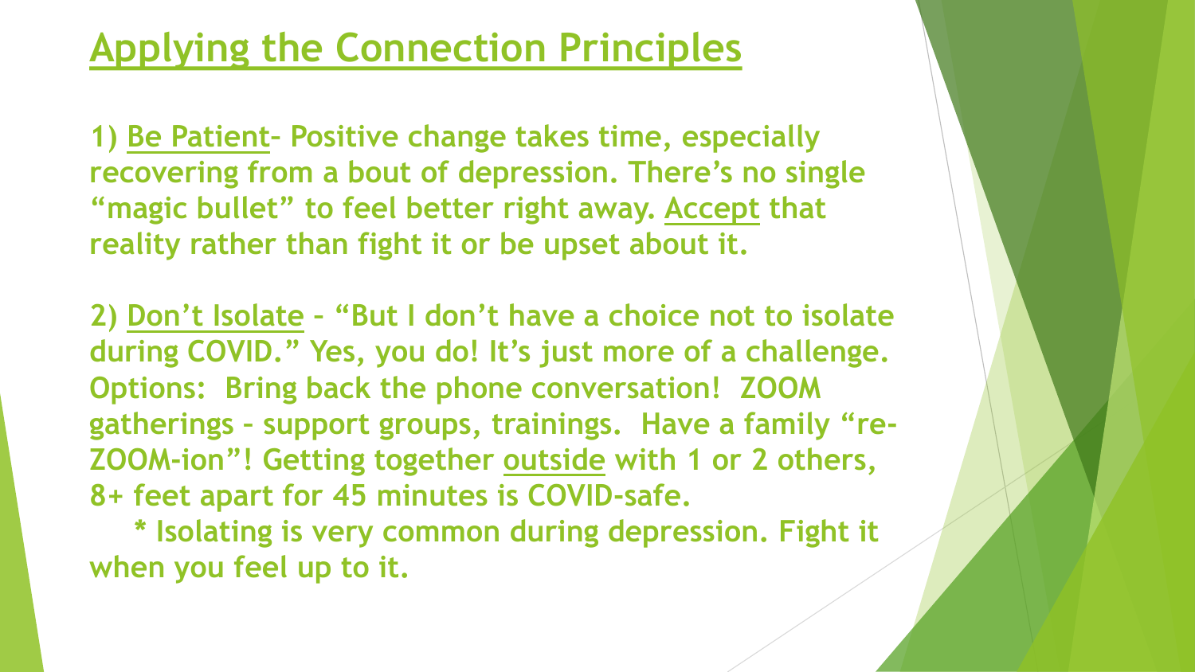# Applying the Connection Principles

**1) Be Patient- Positive change takes time, especially recovering from a bout of depression. There's no single "magic bullet" to feel better right away. Accept that reality rather than fight it or be upset about it.**

**2) Don't Isolate – "But I don't have a choice not to isolate during COVID." Yes, you do! It's just more of a challenge. Options: Bring back the phone conversation! ZOOM gatherings – support groups, trainings. Have a family "re-ZOOM-ion"! Getting together outside with 1 or 2 others, 8+ feet apart for 45 minutes is COVID-safe.**

**\* Isolating is very common during depression. Fight it when you feel up to it.**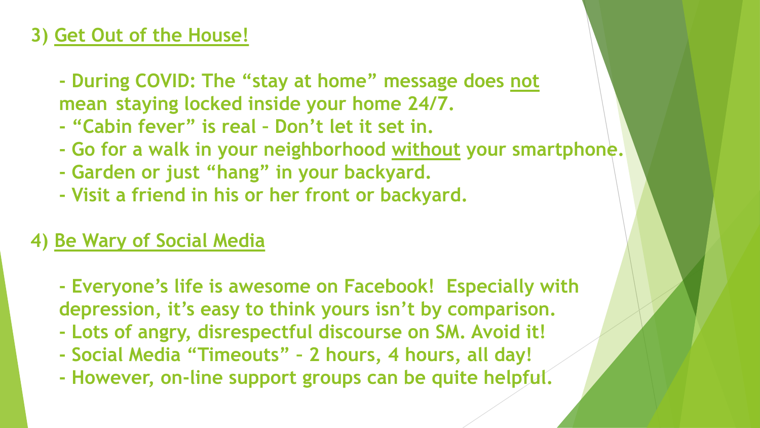### 3) Get Out of the House!

- During COVID: The "stay at home" message does not mean staying locked inside your home 24/7.
- "Cabin fever" is real – Don't let it set in.
- Go for a walk in your neighborhood without your smartphone.
- Garden or just "hang" in your backyard.
- Visit a friend in his or her front or backyard.

### 4) Be Wary of Social Media

- Everyone's life is awesome on Facebook! Especially with depression, it's easy to think yours isn't by comparison.
- Lots of angry, disrespectful discourse on SM. Avoid it!
- Social Media "Timeouts" – 2 hours, 4 hours, all day!
- However, on-line support groups can be quite helpful.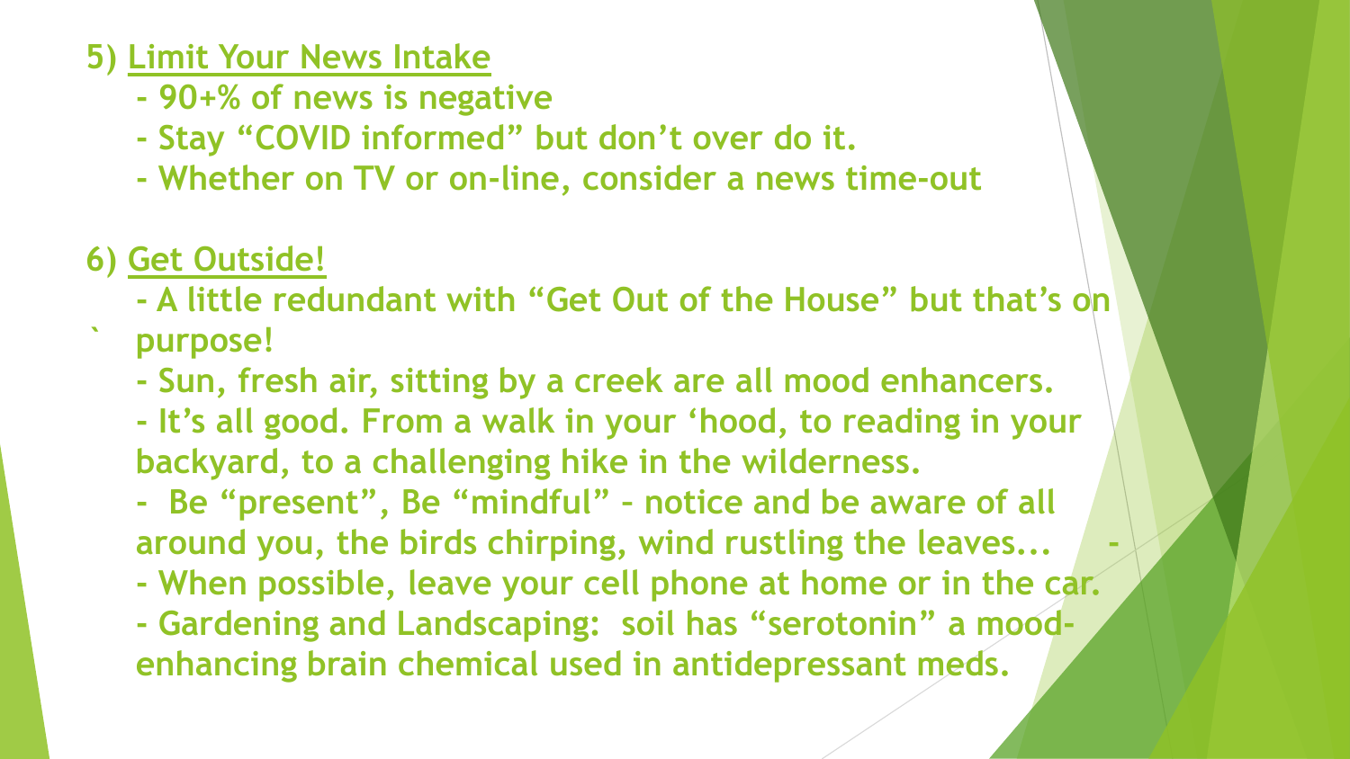**5) Limit Your News Intake**

- 90+% of news is negative
- Stay "COVID informed" but don't over do it.
- Whether on TV or on-line, consider a news time-out

**6) Get Outside!**

- A little redundant with "Get Out of the House" but that's on purpose!
- Sun, fresh air, sitting by a creek are all mood enhancers.
- It's all good. From a walk in your 'hood, to reading in your backyard, to a challenging hike in the wilderness.
- Be "present", Be "mindful" – notice and be aware of all around you, the birds chirping, wind rustling the leaves...
- When possible, leave your cell phone at home or in the car.
- Gardening and Landscaping: soil has "serotonin" a mood-enhancing brain chemical used in antidepressant meds.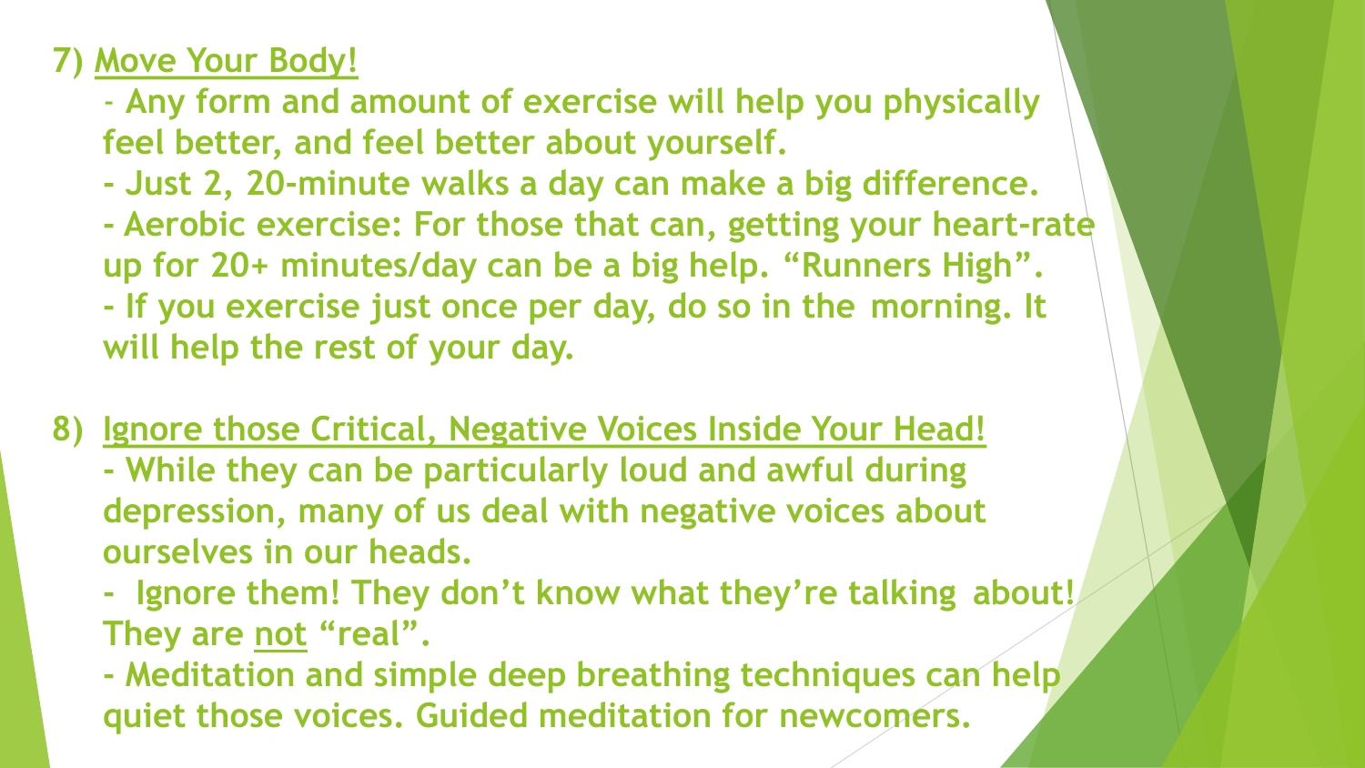7) <u>Move Your Body!</u>

- Any form and amount of exercise will help you physically feel better, and feel better about yourself.
- Just 2, 20-minute walks a day can make a big difference.
- Aerobic exercise: For those that can, getting your heart-rate up for 20+ minutes/day can be a big help. "Runners High".
- If you exercise just once per day, do so in the morning. It will help the rest of your day.

8) <u>Ignore those Critical, Negative Voices Inside Your Head!</u>

- While they can be particularly loud and awful during depression, many of us deal with negative voices about ourselves in our heads.
- Ignore them! They don't know what they're talking about! They are <u>not</u> "real".
- Meditation and simple deep breathing techniques can help quiet those voices. Guided meditation for newcomers.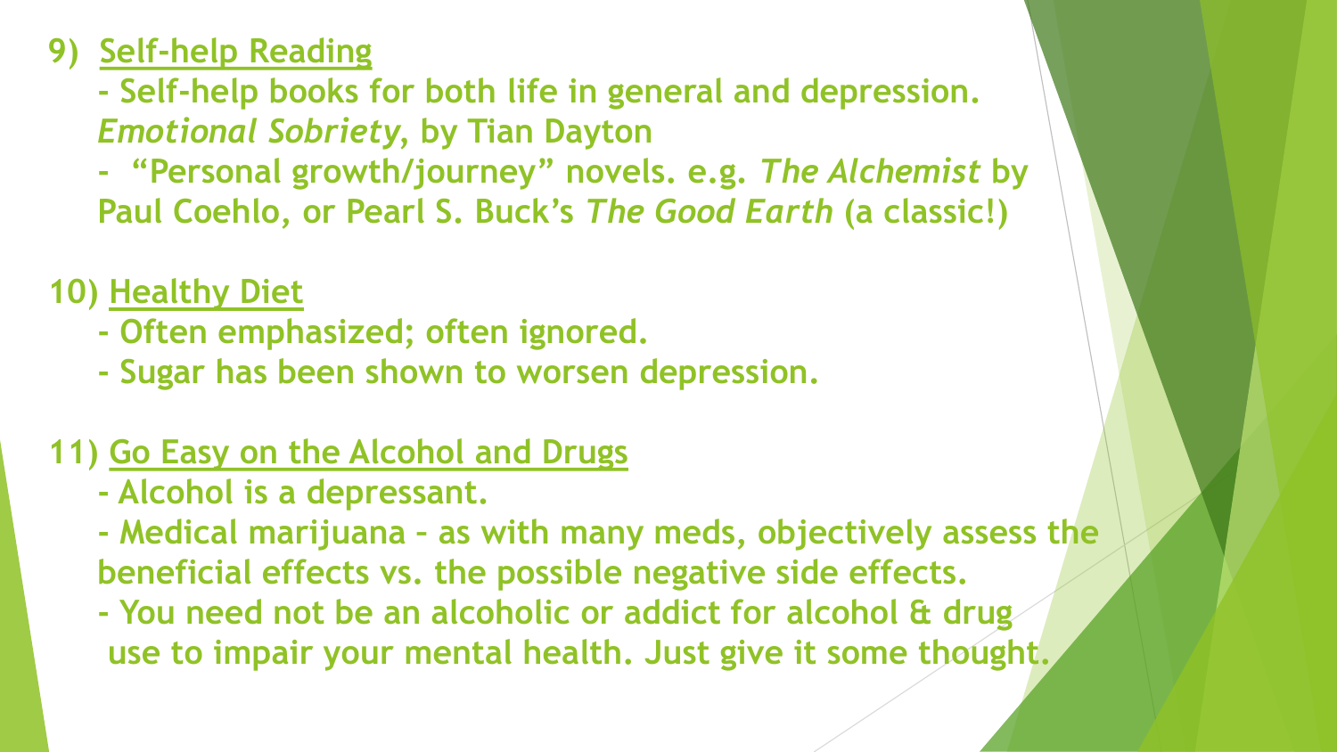9) Self-help Reading

- Self-help books for both life in general and depression. *Emotional Sobriety*, by Tian Dayton
- "Personal growth/journey" novels. e.g. *The Alchemist* by Paul Coehlo, or Pearl S. Buck's *The Good Earth* (a classic!)

10) Healthy Diet

- Often emphasized; often ignored.
- Sugar has been shown to worsen depression.

11) Go Easy on the Alcohol and Drugs

- Alcohol is a depressant.
- Medical marijuana – as with many meds, objectively assess the beneficial effects vs. the possible negative side effects.
- You need not be an alcoholic or addict for alcohol & drug use to impair your mental health. Just give it some thought.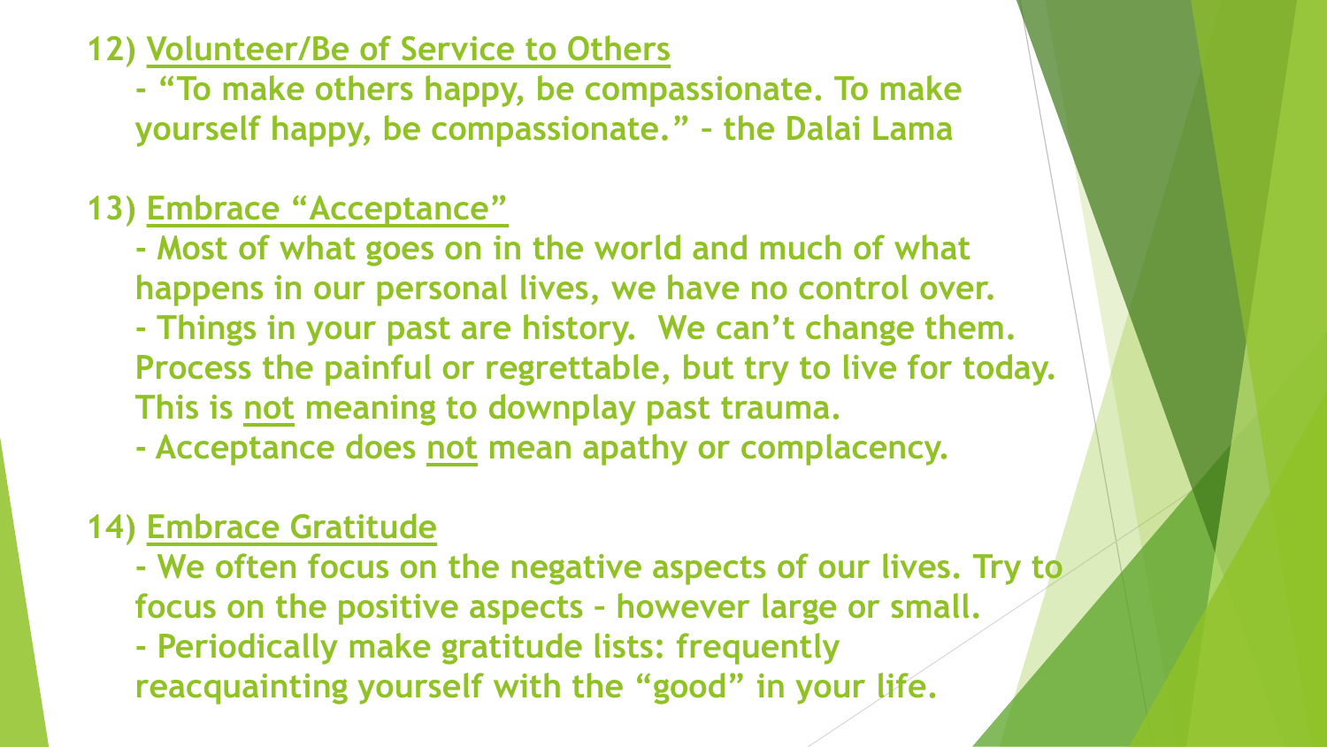**12) Volunteer/Be of Service to Others**

- "To make others happy, be compassionate. To make yourself happy, be compassionate." – the Dalai Lama

**13) Embrace "Acceptance"**

- Most of what goes on in the world and much of what happens in our personal lives, we have no control over.
- Things in your past are history. We can't change them. Process the painful or regrettable, but try to live for today. This is not meaning to downplay past trauma.
- Acceptance does not mean apathy or complacency.

**14) Embrace Gratitude**

- We often focus on the negative aspects of our lives. Try to focus on the positive aspects – however large or small.
- Periodically make gratitude lists: frequently reacquainting yourself with the "good" in your life.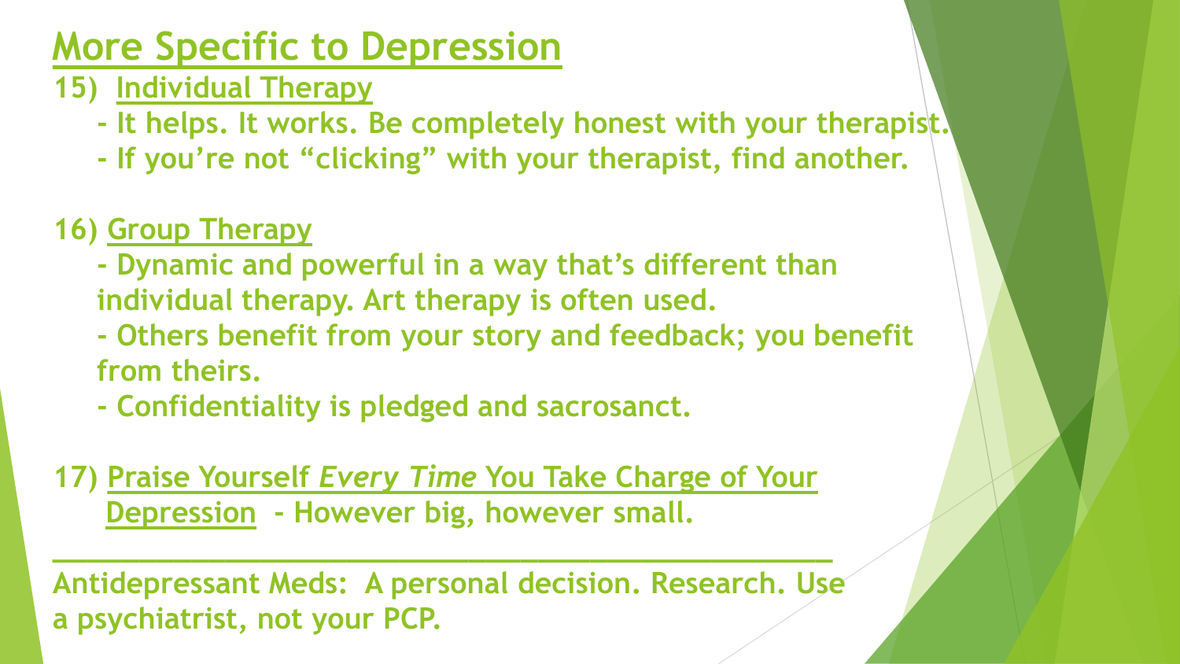# More Specific to Depression

**15) Individual Therapy**

- **It helps. It works. Be completely honest with your therapist.**
- **If you're not "clicking" with your therapist, find another.**

**16) Group Therapy**

- **Dynamic and powerful in a way that's different than individual therapy. Art therapy is often used.**
- **Others benefit from your story and feedback; you benefit from theirs.**
- **Confidentiality is pledged and sacrosanct.**

**17) Praise Yourself *Every Time* You Take Charge of Your Depression - However big, however small.**

---

**Antidepressant Meds: A personal decision. Research. Use a psychiatrist, not your PCP.**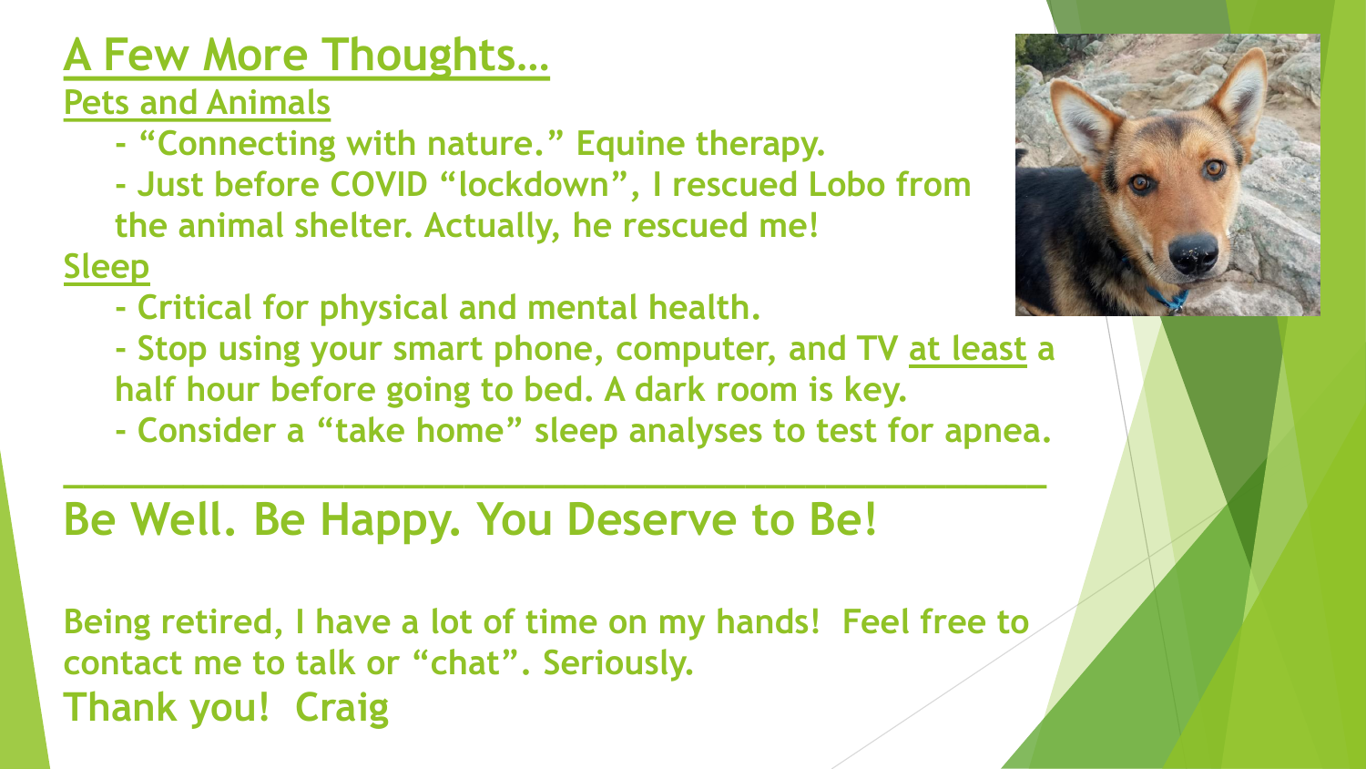# A Few More Thoughts…

## Pets and Animals

- "Connecting with nature." Equine therapy.
- Just before COVID "lockdown", I rescued Lobo from the animal shelter. Actually, he rescued me!

## Sleep

- Critical for physical and mental health.
- Stop using your smart phone, computer, and TV at least a half hour before going to bed. A dark room is key.
- Consider a "take home" sleep analyses to test for apnea.

---

## Be Well. Be Happy. You Deserve to Be!

**Being retired, I have a lot of time on my hands! Feel free to contact me to talk or "chat". Seriously.**

**Thank you! Craig**